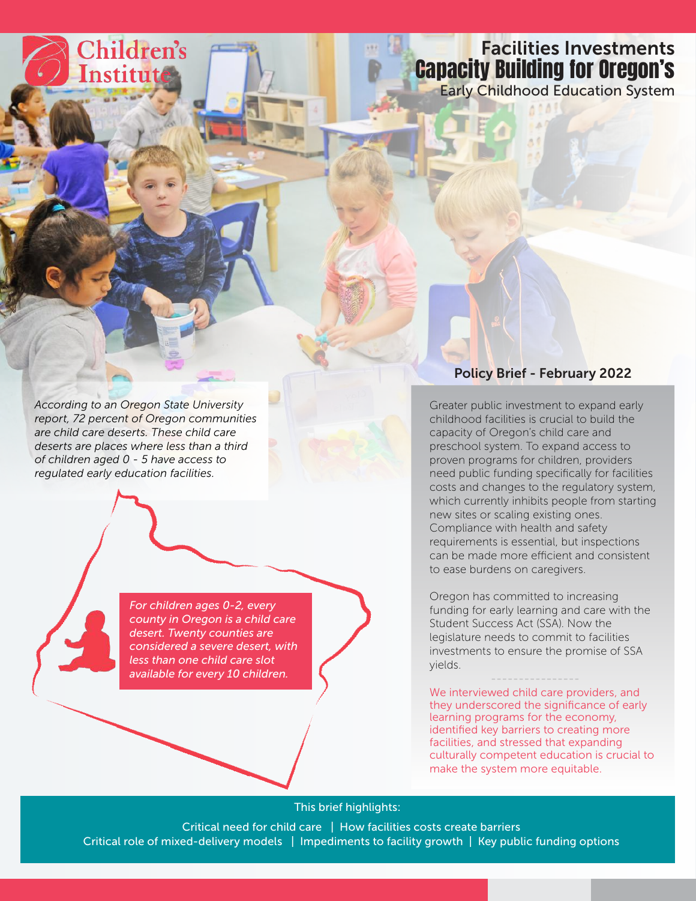Children's Institute

# Facilities Investments
# Capacity Building for Oregon's
## Early Childhood Education System

*According to an Oregon State University report, 72 percent of Oregon communities are child care deserts. These child care deserts are places where less than a third of children aged 0 - 5 have access to regulated early education facilities.*

*For children ages 0-2, every county in Oregon is a child care desert. Twenty counties are considered a severe desert, with less than one child care slot available for every 10 children.*

**Policy Brief - February 2022**

Greater public investment to expand early childhood facilities is crucial to build the capacity of Oregon's child care and preschool system. To expand access to proven programs for children, providers need public funding specifically for facilities costs and changes to the regulatory system, which currently inhibits people from starting new sites or scaling existing ones. Compliance with health and safety requirements is essential, but inspections can be made more efficient and consistent to ease burdens on caregivers.

Oregon has committed to increasing funding for early learning and care with the Student Success Act (SSA). Now the legislature needs to commit to facilities investments to ensure the promise of SSA yields.

We interviewed child care providers, and they underscored the significance of early learning programs for the economy, identified key barriers to creating more facilities, and stressed that expanding culturally competent education is crucial to make the system more equitable.

This brief highlights:

Critical need for child care | How facilities costs create barriers
Critical role of mixed-delivery models | Impediments to facility growth | Key public funding options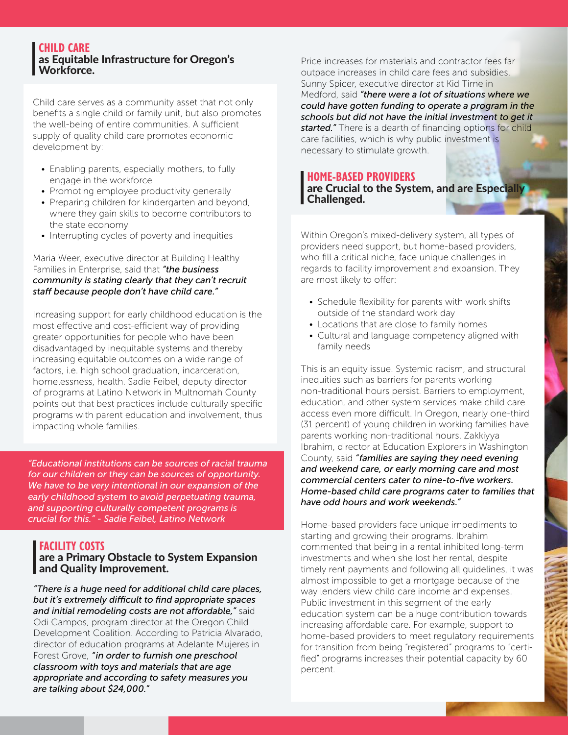## CHILD CARE as Equitable Infrastructure for Oregon's Workforce.

Child care serves as a community asset that not only benefits a single child or family unit, but also promotes the well-being of entire communities. A sufficient supply of quality child care promotes economic development by:

- Enabling parents, especially mothers, to fully engage in the workforce
- Promoting employee productivity generally
- Preparing children for kindergarten and beyond, where they gain skills to become contributors to the state economy
- Interrupting cycles of poverty and inequities

Maria Weer, executive director at Building Healthy Families in Enterprise, said that ***"the business community is stating clearly that they can't recruit staff because people don't have child care."***

Increasing support for early childhood education is the most effective and cost-efficient way of providing greater opportunities for people who have been disadvantaged by inequitable systems and thereby increasing equitable outcomes on a wide range of factors, i.e. high school graduation, incarceration, homelessness, health. Sadie Feibel, deputy director of programs at Latino Network in Multnomah County points out that best practices include culturally specific programs with parent education and involvement, thus impacting whole families.

*"Educational institutions can be sources of racial trauma for our children or they can be sources of opportunity. We have to be very intentional in our expansion of the early childhood system to avoid perpetuating trauma, and supporting culturally competent programs is crucial for this." - Sadie Feibel, Latino Network*

## FACILITY COSTS are a Primary Obstacle to System Expansion and Quality Improvement.

***"There is a huge need for additional child care places, but it's extremely difficult to find appropriate spaces and initial remodeling costs are not affordable,"*** said Odi Campos, program director at the Oregon Child Development Coalition. According to Patricia Alvarado, director of education programs at Adelante Mujeres in Forest Grove, ***"in order to furnish one preschool classroom with toys and materials that are age appropriate and according to safety measures you are talking about $24,000."***

Price increases for materials and contractor fees far outpace increases in child care fees and subsidies. Sunny Spicer, executive director at Kid Time in Medford, said ***"there were a lot of situations where we could have gotten funding to operate a program in the schools but did not have the initial investment to get it started."*** There is a dearth of financing options for child care facilities, which is why public investment is necessary to stimulate growth.

## HOME-BASED PROVIDERS are Crucial to the System, and are Especially Challenged.

Within Oregon's mixed-delivery system, all types of providers need support, but home-based providers, who fill a critical niche, face unique challenges in regards to facility improvement and expansion. They are most likely to offer:

- Schedule flexibility for parents with work shifts outside of the standard work day
- Locations that are close to family homes
- Cultural and language competency aligned with family needs

This is an equity issue. Systemic racism, and structural inequities such as barriers for parents working non-traditional hours persist. Barriers to employment, education, and other system services make child care access even more difficult. In Oregon, nearly one-third (31 percent) of young children in working families have parents working non-traditional hours. Zakkiyya Ibrahim, director at Education Explorers in Washington County, said ***"families are saying they need evening and weekend care, or early morning care and most commercial centers cater to nine-to-five workers. Home-based child care programs cater to families that have odd hours and work weekends."***

Home-based providers face unique impediments to starting and growing their programs. Ibrahim commented that being in a rental inhibited long-term investments and when she lost her rental, despite timely rent payments and following all guidelines, it was almost impossible to get a mortgage because of the way lenders view child care income and expenses. Public investment in this segment of the early education system can be a huge contribution towards increasing affordable care. For example, support to home-based providers to meet regulatory requirements for transition from being "registered" programs to "certified" programs increases their potential capacity by 60 percent.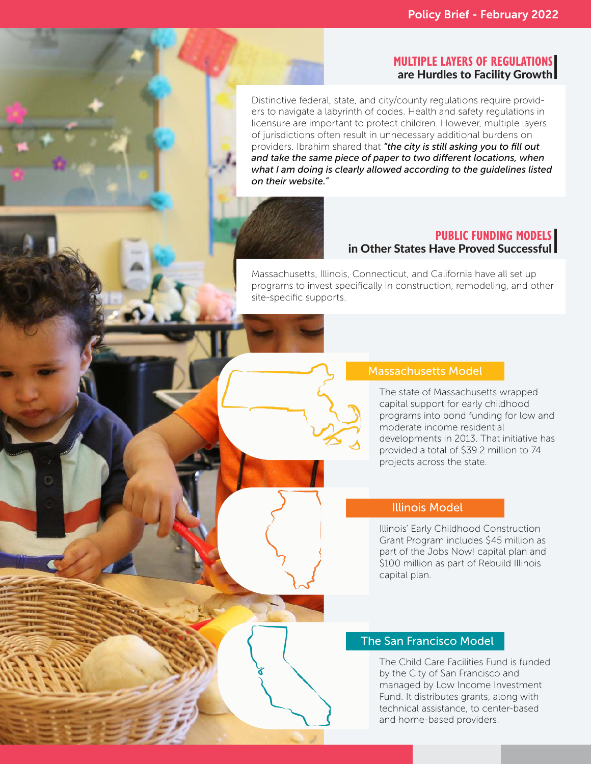## MULTIPLE LAYERS OF REGULATIONS are Hurdles to Facility Growth

Distinctive federal, state, and city/county regulations require providers to navigate a labyrinth of codes. Health and safety regulations in licensure are important to protect children. However, multiple layers of jurisdictions often result in unnecessary additional burdens on providers. Ibrahim shared that *"the city is still asking you to fill out and take the same piece of paper to two different locations, when what I am doing is clearly allowed according to the guidelines listed on their website."*

## PUBLIC FUNDING MODELS in Other States Have Proved Successful

Massachusetts, Illinois, Connecticut, and California have all set up programs to invest specifically in construction, remodeling, and other site-specific supports.

### Massachusetts Model

The state of Massachusetts wrapped capital support for early childhood programs into bond funding for low and moderate income residential developments in 2013. That initiative has provided a total of $39.2 million to 74 projects across the state.

### Illinois Model

Illinois' Early Childhood Construction Grant Program includes $45 million as part of the Jobs Now! capital plan and $100 million as part of Rebuild Illinois capital plan.

### The San Francisco Model

The Child Care Facilities Fund is funded by the City of San Francisco and managed by Low Income Investment Fund. It distributes grants, along with technical assistance, to center-based and home-based providers.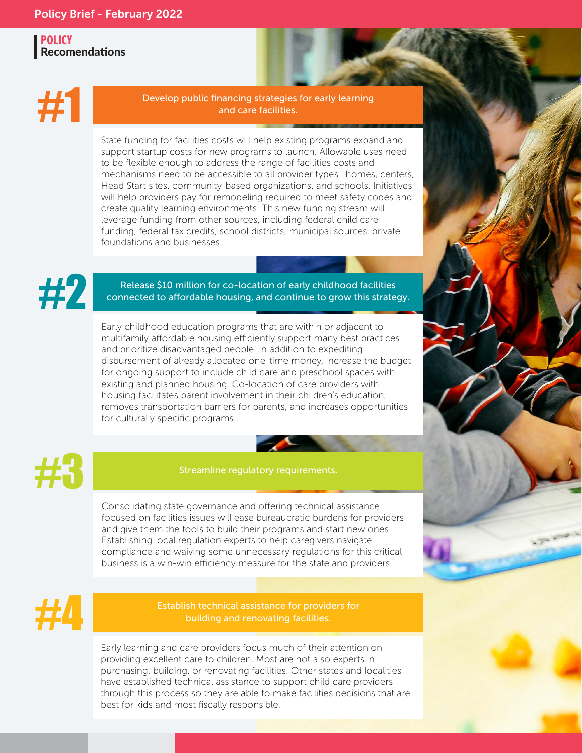## POLICY Recomendations

### #1 Develop public financing strategies for early learning and care facilities.

State funding for facilities costs will help existing programs expand and support startup costs for new programs to launch. Allowable uses need to be flexible enough to address the range of facilities costs and mechanisms need to be accessible to all provider types—homes, centers, Head Start sites, community-based organizations, and schools. Initiatives will help providers pay for remodeling required to meet safety codes and create quality learning environments. This new funding stream will leverage funding from other sources, including federal child care funding, federal tax credits, school districts, municipal sources, private foundations and businesses.

### #2 Release $10 million for co-location of early childhood facilities connected to affordable housing, and continue to grow this strategy.

Early childhood education programs that are within or adjacent to multifamily affordable housing efficiently support many best practices and prioritize disadvantaged people. In addition to expediting disbursement of already allocated one-time money, increase the budget for ongoing support to include child care and preschool spaces with existing and planned housing. Co-location of care providers with housing facilitates parent involvement in their children's education, removes transportation barriers for parents, and increases opportunities for culturally specific programs.

### #3 Streamline regulatory requirements.

Consolidating state governance and offering technical assistance focused on facilities issues will ease bureaucratic burdens for providers and give them the tools to build their programs and start new ones. Establishing local regulation experts to help caregivers navigate compliance and waiving some unnecessary regulations for this critical business is a win-win efficiency measure for the state and providers.

### #4 Establish technical assistance for providers for building and renovating facilities.

Early learning and care providers focus much of their attention on providing excellent care to children. Most are not also experts in purchasing, building, or renovating facilities. Other states and localities have established technical assistance to support child care providers through this process so they are able to make facilities decisions that are best for kids and most fiscally responsible.